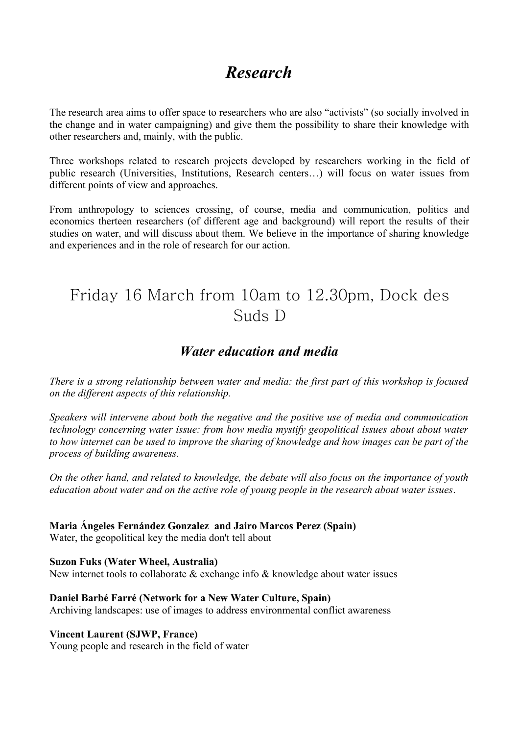# *Research*

The research area aims to offer space to researchers who are also "activists" (so socially involved in the change and in water campaigning) and give them the possibility to share their knowledge with other researchers and, mainly, with the public.

Three workshops related to research projects developed by researchers working in the field of public research (Universities, Institutions, Research centers…) will focus on water issues from different points of view and approaches.

From anthropology to sciences crossing, of course, media and communication, politics and economics therteen researchers (of different age and background) will report the results of their studies on water, and will discuss about them. We believe in the importance of sharing knowledge and experiences and in the role of research for our action.

## Friday 16 March from 10am to 12.30pm, Dock des Suds D

### *Water education and media*

*There is a strong relationship between water and media: the first part of this workshop is focused on the different aspects of this relationship.*

*Speakers will intervene about both the negative and the positive use of media and communication technology concerning water issue: from how media mystify geopolitical issues about about water to how internet can be used to improve the sharing of knowledge and how images can be part of the process of building awareness.*

*On the other hand, and related to knowledge, the debate will also focus on the importance of youth education about water and on the active role of young people in the research about water issues*.

**Maria Ángeles Fernández Gonzalez and Jairo Marcos Perez (Spain)**
Water, the geopolitical key the media don't tell about

**Suzon Fuks (Water Wheel, Australia)**
New internet tools to collaborate & exchange info & knowledge about water issues

**Daniel Barbé Farré (Network for a New Water Culture, Spain)**
Archiving landscapes: use of images to address environmental conflict awareness

**Vincent Laurent (SJWP, France)**
Young people and research in the field of water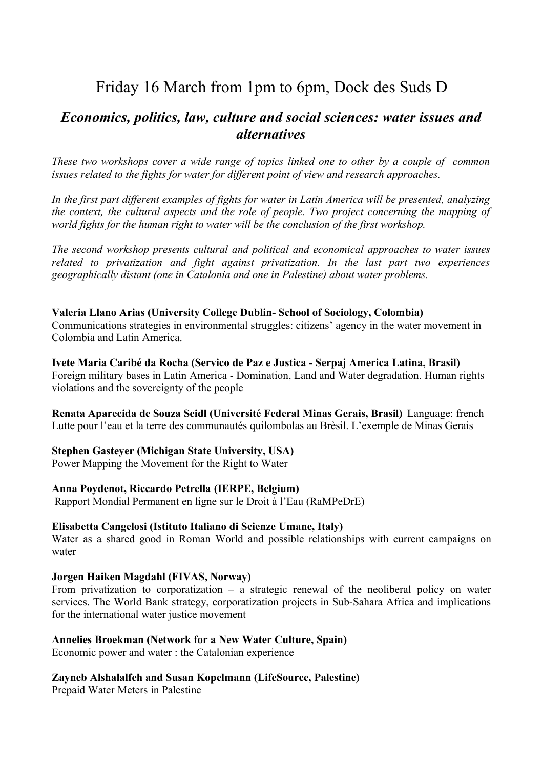# Friday 16 March from 1pm to 6pm, Dock des Suds D

## *Economics, politics, law, culture and social sciences: water issues and alternatives*

*These two workshops cover a wide range of topics linked one to other by a couple of common issues related to the fights for water for different point of view and research approaches.*

*In the first part different examples of fights for water in Latin America will be presented, analyzing the context, the cultural aspects and the role of people. Two project concerning the mapping of world fights for the human right to water will be the conclusion of the first workshop.*

*The second workshop presents cultural and political and economical approaches to water issues related to privatization and fight against privatization. In the last part two experiences geographically distant (one in Catalonia and one in Palestine) about water problems.*

**Valeria Llano Arias (University College Dublin- School of Sociology, Colombia)**
Communications strategies in environmental struggles: citizens' agency in the water movement in Colombia and Latin America.

**Ivete Maria Caribé da Rocha (Servico de Paz e Justica - Serpaj America Latina, Brasil)**
Foreign military bases in Latin America - Domination, Land and Water degradation. Human rights violations and the sovereignty of the people

**Renata Aparecida de Souza Seidl (Université Federal Minas Gerais, Brasil)** Language: french
Lutte pour l'eau et la terre des communautés quilombolas au Brèsil. L'exemple de Minas Gerais

**Stephen Gasteyer (Michigan State University, USA)**
Power Mapping the Movement for the Right to Water

**Anna Poydenot, Riccardo Petrella (IERPE, Belgium)**
Rapport Mondial Permanent en ligne sur le Droit à l'Eau (RaMPeDrE)

**Elisabetta Cangelosi (Istituto Italiano di Scienze Umane, Italy)**
Water as a shared good in Roman World and possible relationships with current campaigns on water

**Jorgen Haiken Magdahl (FIVAS, Norway)**
From privatization to corporatization – a strategic renewal of the neoliberal policy on water services. The World Bank strategy, corporatization projects in Sub-Sahara Africa and implications for the international water justice movement

**Annelies Broekman (Network for a New Water Culture, Spain)**
Economic power and water : the Catalonian experience

**Zayneb Alshalalfeh and Susan Kopelmann (LifeSource, Palestine)**
Prepaid Water Meters in Palestine